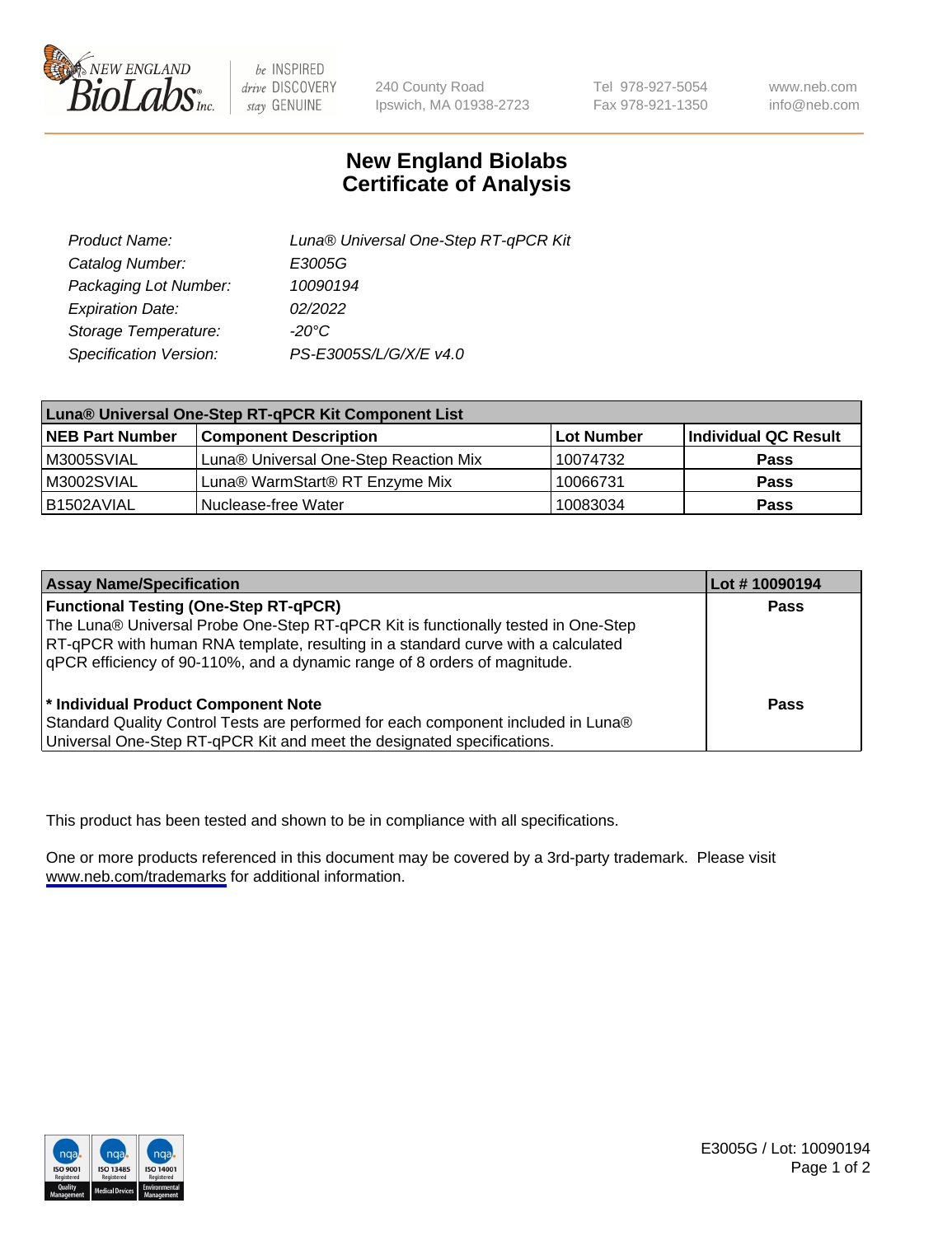# New England Biolabs Certificate of Analysis

| | |
|---|---|
| Product Name: | Luna® Universal One-Step RT-qPCR Kit |
| Catalog Number: | E3005G |
| Packaging Lot Number: | 10090194 |
| Expiration Date: | 02/2022 |
| Storage Temperature: | -20°C |
| Specification Version: | PS-E3005S/L/G/X/E v4.0 |

| Luna® Universal One-Step RT-qPCR Kit Component List | | | |
|---|---|---|---|
| **NEB Part Number** | **Component Description** | **Lot Number** | **Individual QC Result** |
| M3005SVIAL | Luna® Universal One-Step Reaction Mix | 10074732 | **Pass** |
| M3002SVIAL | Luna® WarmStart® RT Enzyme Mix | 10066731 | **Pass** |
| B1502AVIAL | Nuclease-free Water | 10083034 | **Pass** |

| Assay Name/Specification | Lot # 10090194 |
|---|---|
| **Functional Testing (One-Step RT-qPCR)**<br>The Luna® Universal Probe One-Step RT-qPCR Kit is functionally tested in One-Step RT-qPCR with human RNA template, resulting in a standard curve with a calculated qPCR efficiency of 90-110%, and a dynamic range of 8 orders of magnitude. | **Pass** |
| **\* Individual Product Component Note**<br>Standard Quality Control Tests are performed for each component included in Luna® Universal One-Step RT-qPCR Kit and meet the designated specifications. | **Pass** |

This product has been tested and shown to be in compliance with all specifications.

One or more products referenced in this document may be covered by a 3rd-party trademark. Please visit www.neb.com/trademarks for additional information.

E3005G / Lot: 10090194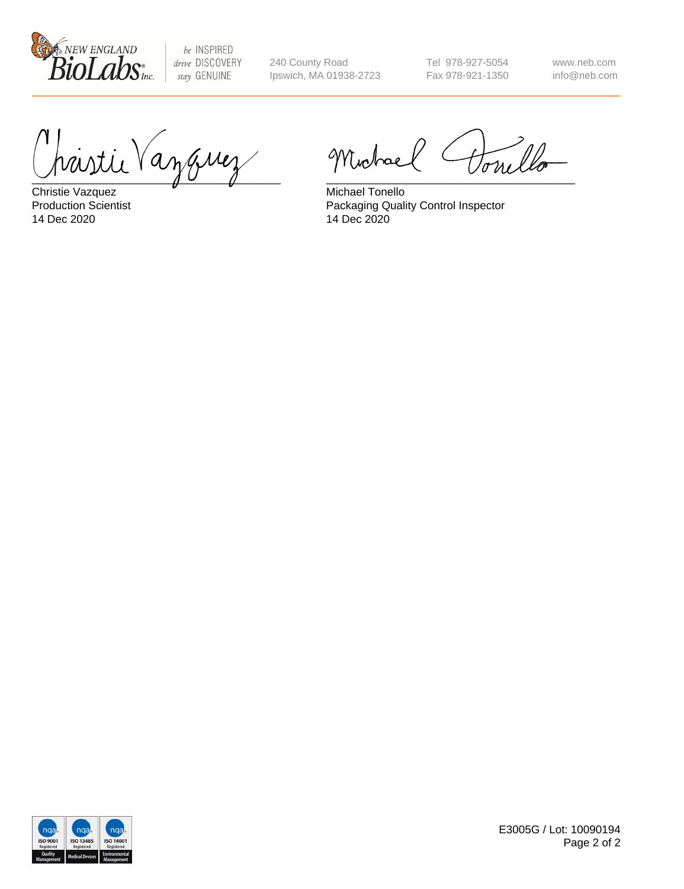Christie Vazquez
Production Scientist
14 Dec 2020

Michael Tonello
Packaging Quality Control Inspector
14 Dec 2020

E3005G / Lot: 10090194